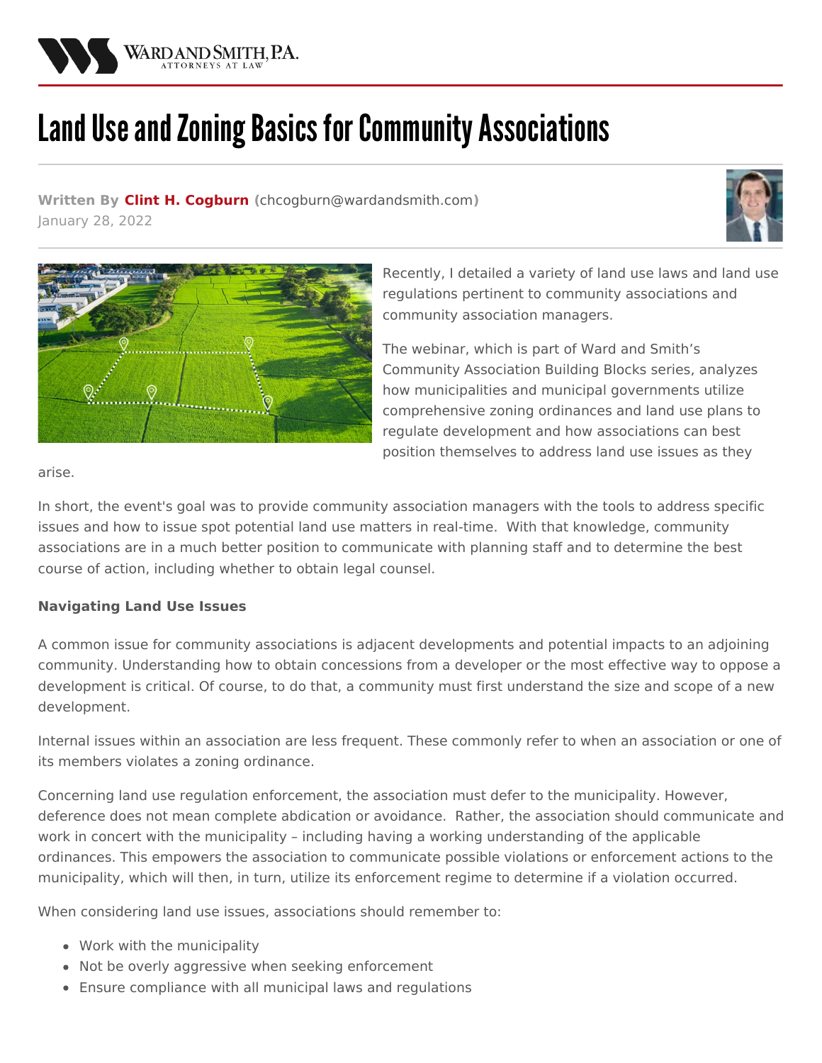WARD AND SMITH, P.A.
ATTORNEYS AT LAW

# Land Use and Zoning Basics for Community Associations

**Written By Clint H. Cogburn** (chcogburn@wardandsmith.com)
January 28, 2022

Recently, I detailed a variety of land use laws and land use regulations pertinent to community associations and community association managers.

The webinar, which is part of Ward and Smith's Community Association Building Blocks series, analyzes how municipalities and municipal governments utilize comprehensive zoning ordinances and land use plans to regulate development and how associations can best position themselves to address land use issues as they arise.

In short, the event's goal was to provide community association managers with the tools to address specific issues and how to issue spot potential land use matters in real-time. With that knowledge, community associations are in a much better position to communicate with planning staff and to determine the best course of action, including whether to obtain legal counsel.

**Navigating Land Use Issues**

A common issue for community associations is adjacent developments and potential impacts to an adjoining community. Understanding how to obtain concessions from a developer or the most effective way to oppose a development is critical. Of course, to do that, a community must first understand the size and scope of a new development.

Internal issues within an association are less frequent. These commonly refer to when an association or one of its members violates a zoning ordinance.

Concerning land use regulation enforcement, the association must defer to the municipality. However, deference does not mean complete abdication or avoidance. Rather, the association should communicate and work in concert with the municipality – including having a working understanding of the applicable ordinances. This empowers the association to communicate possible violations or enforcement actions to the municipality, which will then, in turn, utilize its enforcement regime to determine if a violation occurred.

When considering land use issues, associations should remember to:

- Work with the municipality
- Not be overly aggressive when seeking enforcement
- Ensure compliance with all municipal laws and regulations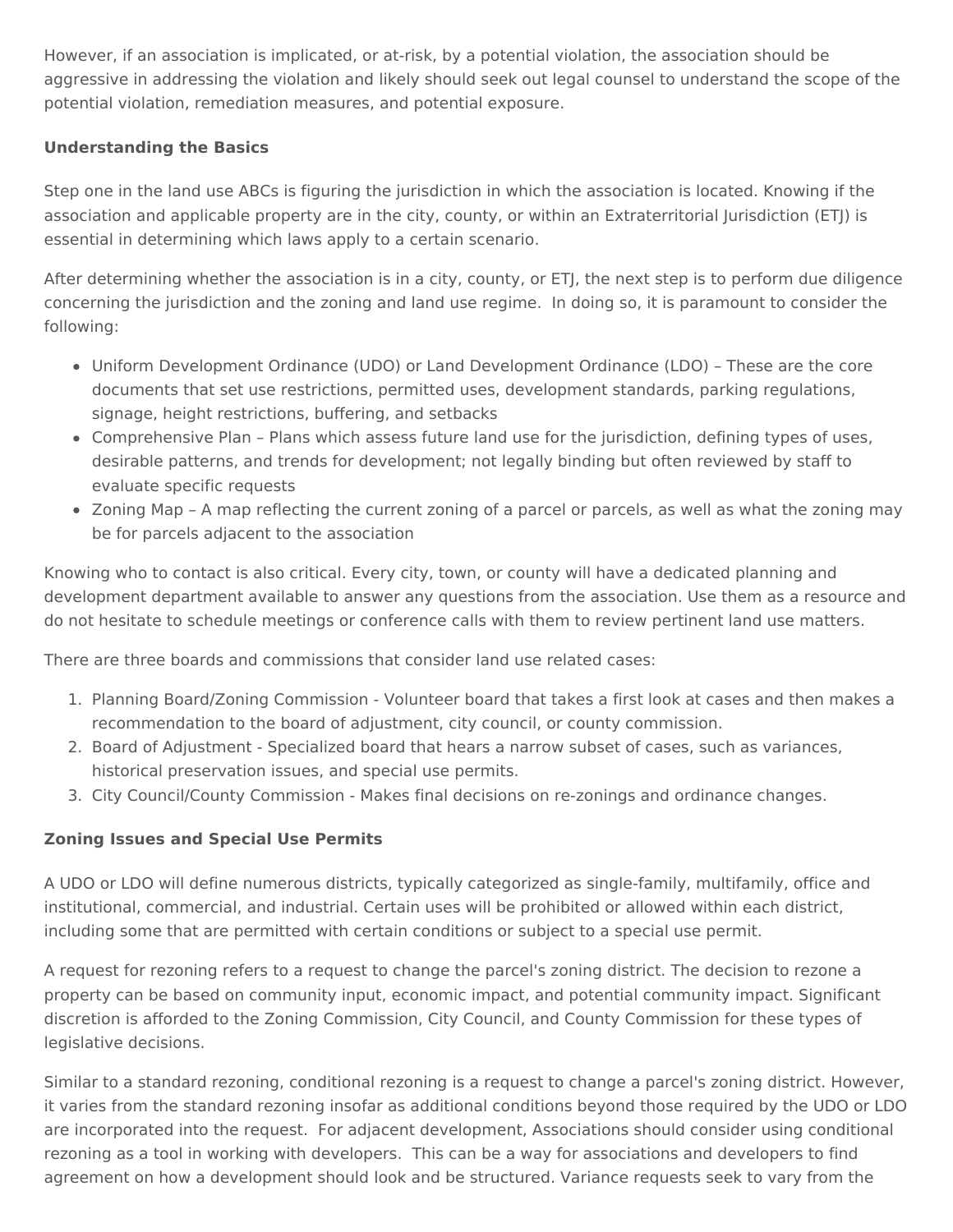However, if an association is implicated, or at-risk, by a potential violation, the association should be aggressive in addressing the violation and likely should seek out legal counsel to understand the scope of the potential violation, remediation measures, and potential exposure.

**Understanding the Basics**

Step one in the land use ABCs is figuring the jurisdiction in which the association is located. Knowing if the association and applicable property are in the city, county, or within an Extraterritorial Jurisdiction (ETJ) is essential in determining which laws apply to a certain scenario.

After determining whether the association is in a city, county, or ETJ, the next step is to perform due diligence concerning the jurisdiction and the zoning and land use regime. In doing so, it is paramount to consider the following:

- Uniform Development Ordinance (UDO) or Land Development Ordinance (LDO) – These are the core documents that set use restrictions, permitted uses, development standards, parking regulations, signage, height restrictions, buffering, and setbacks
- Comprehensive Plan – Plans which assess future land use for the jurisdiction, defining types of uses, desirable patterns, and trends for development; not legally binding but often reviewed by staff to evaluate specific requests
- Zoning Map – A map reflecting the current zoning of a parcel or parcels, as well as what the zoning may be for parcels adjacent to the association

Knowing who to contact is also critical. Every city, town, or county will have a dedicated planning and development department available to answer any questions from the association. Use them as a resource and do not hesitate to schedule meetings or conference calls with them to review pertinent land use matters.

There are three boards and commissions that consider land use related cases:

1. Planning Board/Zoning Commission - Volunteer board that takes a first look at cases and then makes a recommendation to the board of adjustment, city council, or county commission.
2. Board of Adjustment - Specialized board that hears a narrow subset of cases, such as variances, historical preservation issues, and special use permits.
3. City Council/County Commission - Makes final decisions on re-zonings and ordinance changes.

**Zoning Issues and Special Use Permits**

A UDO or LDO will define numerous districts, typically categorized as single-family, multifamily, office and institutional, commercial, and industrial. Certain uses will be prohibited or allowed within each district, including some that are permitted with certain conditions or subject to a special use permit.

A request for rezoning refers to a request to change the parcel's zoning district. The decision to rezone a property can be based on community input, economic impact, and potential community impact. Significant discretion is afforded to the Zoning Commission, City Council, and County Commission for these types of legislative decisions.

Similar to a standard rezoning, conditional rezoning is a request to change a parcel's zoning district. However, it varies from the standard rezoning insofar as additional conditions beyond those required by the UDO or LDO are incorporated into the request. For adjacent development, Associations should consider using conditional rezoning as a tool in working with developers. This can be a way for associations and developers to find agreement on how a development should look and be structured. Variance requests seek to vary from the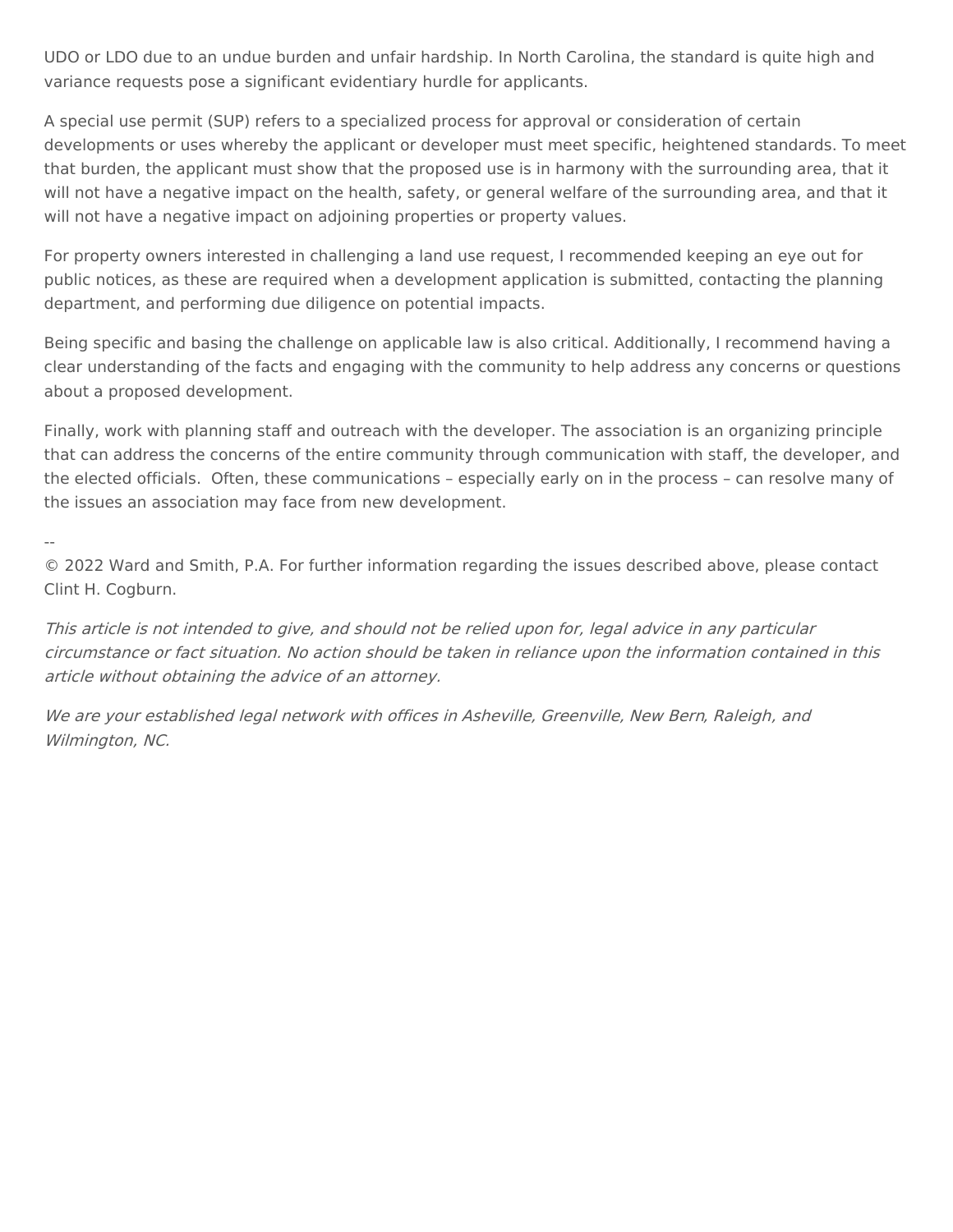UDO or LDO due to an undue burden and unfair hardship. In North Carolina, the standard is quite high and variance requests pose a significant evidentiary hurdle for applicants.

A special use permit (SUP) refers to a specialized process for approval or consideration of certain developments or uses whereby the applicant or developer must meet specific, heightened standards. To meet that burden, the applicant must show that the proposed use is in harmony with the surrounding area, that it will not have a negative impact on the health, safety, or general welfare of the surrounding area, and that it will not have a negative impact on adjoining properties or property values.

For property owners interested in challenging a land use request, I recommended keeping an eye out for public notices, as these are required when a development application is submitted, contacting the planning department, and performing due diligence on potential impacts.

Being specific and basing the challenge on applicable law is also critical. Additionally, I recommend having a clear understanding of the facts and engaging with the community to help address any concerns or questions about a proposed development.

Finally, work with planning staff and outreach with the developer. The association is an organizing principle that can address the concerns of the entire community through communication with staff, the developer, and the elected officials. Often, these communications – especially early on in the process – can resolve many of the issues an association may face from new development.

--
© 2022 Ward and Smith, P.A. For further information regarding the issues described above, please contact Clint H. Cogburn.

*This article is not intended to give, and should not be relied upon for, legal advice in any particular circumstance or fact situation. No action should be taken in reliance upon the information contained in this article without obtaining the advice of an attorney.*

*We are your established legal network with offices in Asheville, Greenville, New Bern, Raleigh, and Wilmington, NC.*